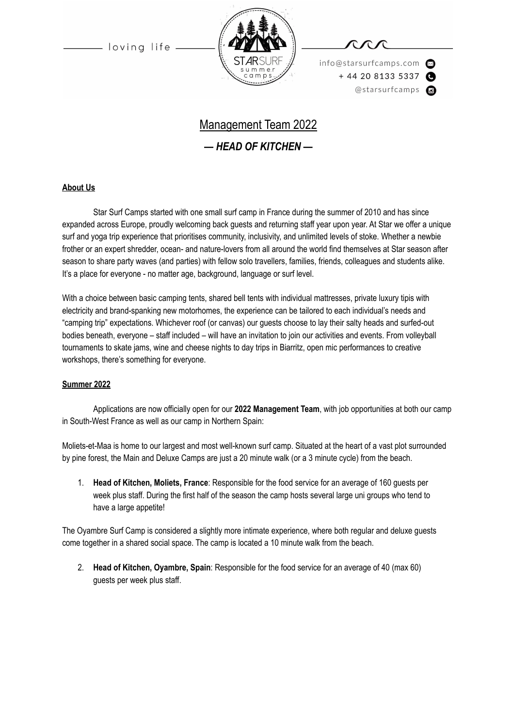loving life

info@starsurfcamps.com

+ 44 20 8133 5337

@starsurfcamps

# Management Team 2022

## *— HEAD OF KITCHEN —*

**About Us**

Star Surf Camps started with one small surf camp in France during the summer of 2010 and has since expanded across Europe, proudly welcoming back guests and returning staff year upon year. At Star we offer a unique surf and yoga trip experience that prioritises community, inclusivity, and unlimited levels of stoke. Whether a newbie frother or an expert shredder, ocean- and nature-lovers from all around the world find themselves at Star season after season to share party waves (and parties) with fellow solo travellers, families, friends, colleagues and students alike. It's a place for everyone - no matter age, background, language or surf level.

With a choice between basic camping tents, shared bell tents with individual mattresses, private luxury tipis with electricity and brand-spanking new motorhomes, the experience can be tailored to each individual's needs and "camping trip" expectations. Whichever roof (or canvas) our guests choose to lay their salty heads and surfed-out bodies beneath, everyone – staff included – will have an invitation to join our activities and events. From volleyball tournaments to skate jams, wine and cheese nights to day trips in Biarritz, open mic performances to creative workshops, there's something for everyone.

**Summer 2022**

Applications are now officially open for our **2022 Management Team**, with job opportunities at both our camp in South-West France as well as our camp in Northern Spain:

Moliets-et-Maa is home to our largest and most well-known surf camp. Situated at the heart of a vast plot surrounded by pine forest, the Main and Deluxe Camps are just a 20 minute walk (or a 3 minute cycle) from the beach.

1. **Head of Kitchen, Moliets, France**: Responsible for the food service for an average of 160 guests per week plus staff. During the first half of the season the camp hosts several large uni groups who tend to have a large appetite!

The Oyambre Surf Camp is considered a slightly more intimate experience, where both regular and deluxe guests come together in a shared social space. The camp is located a 10 minute walk from the beach.

2. **Head of Kitchen, Oyambre, Spain**: Responsible for the food service for an average of 40 (max 60) guests per week plus staff.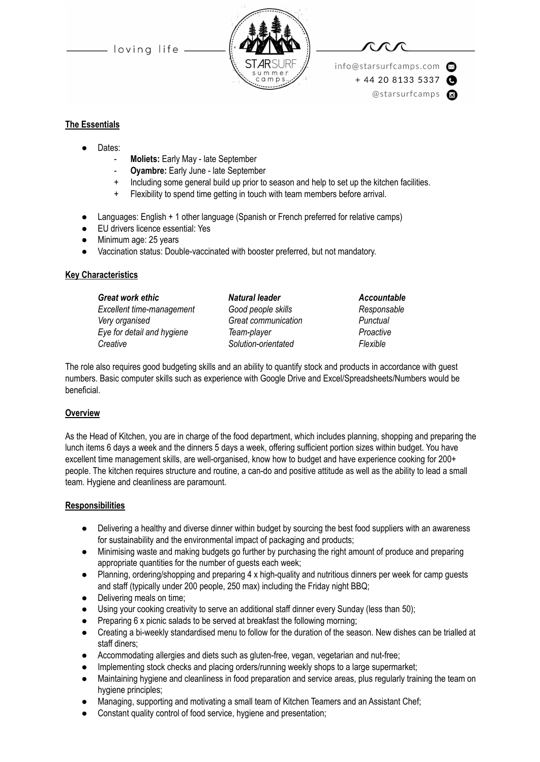## The Essentials

- Dates:
  - **Moliets:** Early May - late September
  - **Oyambre:** Early June - late September
  - + Including some general build up prior to season and help to set up the kitchen facilities.
  - + Flexibility to spend time getting in touch with team members before arrival.
- Languages: English + 1 other language (Spanish or French preferred for relative camps)
- EU drivers licence essential: Yes
- Minimum age: 25 years
- Vaccination status: Double-vaccinated with booster preferred, but not mandatory.

## Key Characteristics

| | | |
|---|---|---|
| ***Great work ethic*** | ***Natural leader*** | ***Accountable*** |
| *Excellent time-management* | *Good people skills* | *Responsable* |
| *Very organised* | *Great communication* | *Punctual* |
| *Eye for detail and hygiene* | *Team-player* | *Proactive* |
| *Creative* | *Solution-orientated* | *Flexible* |

The role also requires good budgeting skills and an ability to quantify stock and products in accordance with guest numbers. Basic computer skills such as experience with Google Drive and Excel/Spreadsheets/Numbers would be beneficial.

## Overview

As the Head of Kitchen, you are in charge of the food department, which includes planning, shopping and preparing the lunch items 6 days a week and the dinners 5 days a week, offering sufficient portion sizes within budget. You have excellent time management skills, are well-organised, know how to budget and have experience cooking for 200+ people. The kitchen requires structure and routine, a can-do and positive attitude as well as the ability to lead a small team. Hygiene and cleanliness are paramount.

## Responsibilities

- Delivering a healthy and diverse dinner within budget by sourcing the best food suppliers with an awareness for sustainability and the environmental impact of packaging and products;
- Minimising waste and making budgets go further by purchasing the right amount of produce and preparing appropriate quantities for the number of guests each week;
- Planning, ordering/shopping and preparing 4 x high-quality and nutritious dinners per week for camp guests and staff (typically under 200 people, 250 max) including the Friday night BBQ;
- Delivering meals on time;
- Using your cooking creativity to serve an additional staff dinner every Sunday (less than 50);
- Preparing 6 x picnic salads to be served at breakfast the following morning;
- Creating a bi-weekly standardised menu to follow for the duration of the season. New dishes can be trialled at staff diners;
- Accommodating allergies and diets such as gluten-free, vegan, vegetarian and nut-free;
- Implementing stock checks and placing orders/running weekly shops to a large supermarket;
- Maintaining hygiene and cleanliness in food preparation and service areas, plus regularly training the team on hygiene principles;
- Managing, supporting and motivating a small team of Kitchen Teamers and an Assistant Chef;
- Constant quality control of food service, hygiene and presentation;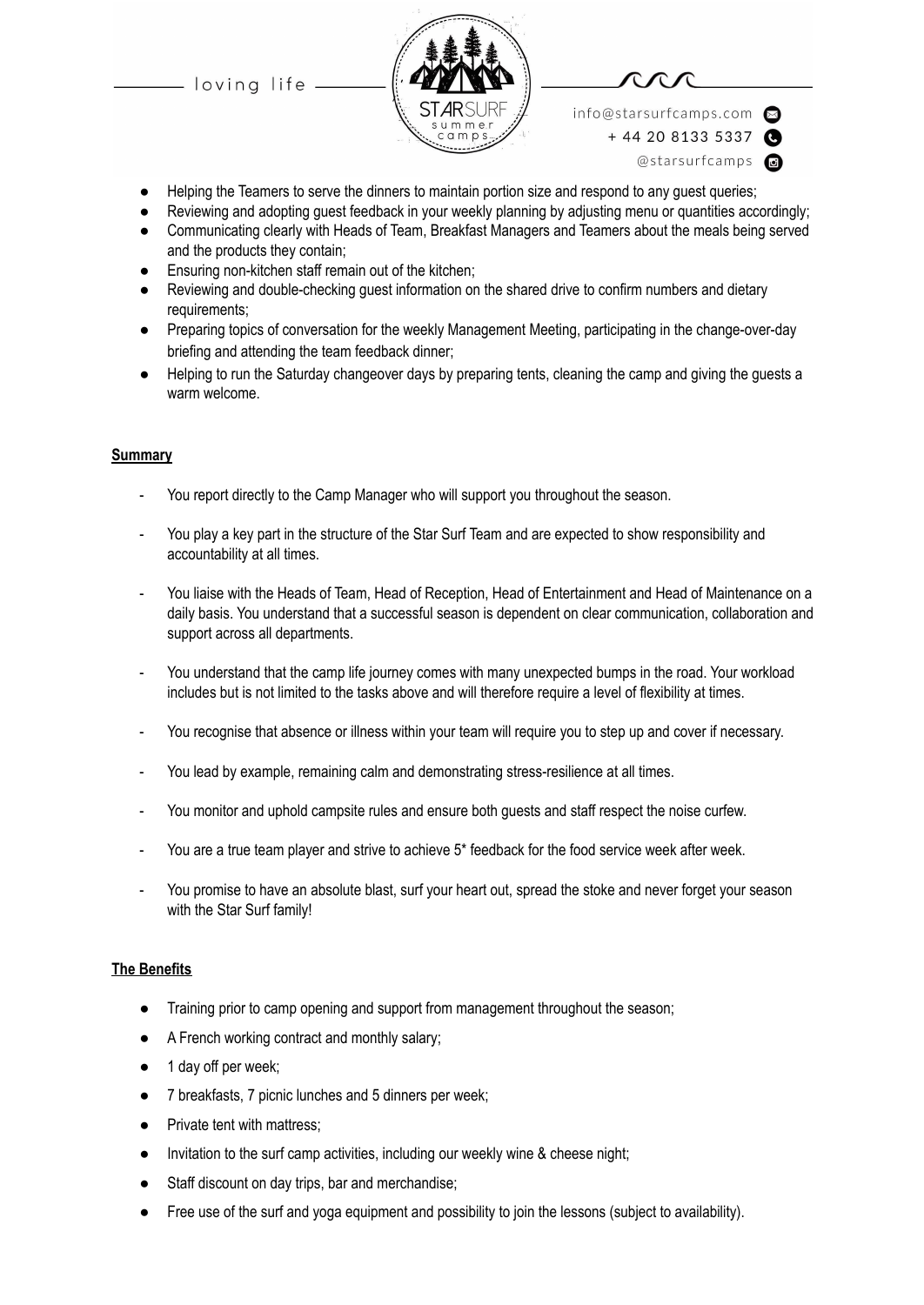- Helping the Teamers to serve the dinners to maintain portion size and respond to any guest queries;
- Reviewing and adopting guest feedback in your weekly planning by adjusting menu or quantities accordingly;
- Communicating clearly with Heads of Team, Breakfast Managers and Teamers about the meals being served and the products they contain;
- Ensuring non-kitchen staff remain out of the kitchen;
- Reviewing and double-checking guest information on the shared drive to confirm numbers and dietary requirements;
- Preparing topics of conversation for the weekly Management Meeting, participating in the change-over-day briefing and attending the team feedback dinner;
- Helping to run the Saturday changeover days by preparing tents, cleaning the camp and giving the guests a warm welcome.

**Summary**

- You report directly to the Camp Manager who will support you throughout the season.
- You play a key part in the structure of the Star Surf Team and are expected to show responsibility and accountability at all times.
- You liaise with the Heads of Team, Head of Reception, Head of Entertainment and Head of Maintenance on a daily basis. You understand that a successful season is dependent on clear communication, collaboration and support across all departments.
- You understand that the camp life journey comes with many unexpected bumps in the road. Your workload includes but is not limited to the tasks above and will therefore require a level of flexibility at times.
- You recognise that absence or illness within your team will require you to step up and cover if necessary.
- You lead by example, remaining calm and demonstrating stress-resilience at all times.
- You monitor and uphold campsite rules and ensure both guests and staff respect the noise curfew.
- You are a true team player and strive to achieve 5* feedback for the food service week after week.
- You promise to have an absolute blast, surf your heart out, spread the stoke and never forget your season with the Star Surf family!

**The Benefits**

- Training prior to camp opening and support from management throughout the season;
- A French working contract and monthly salary;
- 1 day off per week;
- 7 breakfasts, 7 picnic lunches and 5 dinners per week;
- Private tent with mattress;
- Invitation to the surf camp activities, including our weekly wine & cheese night;
- Staff discount on day trips, bar and merchandise;
- Free use of the surf and yoga equipment and possibility to join the lessons (subject to availability).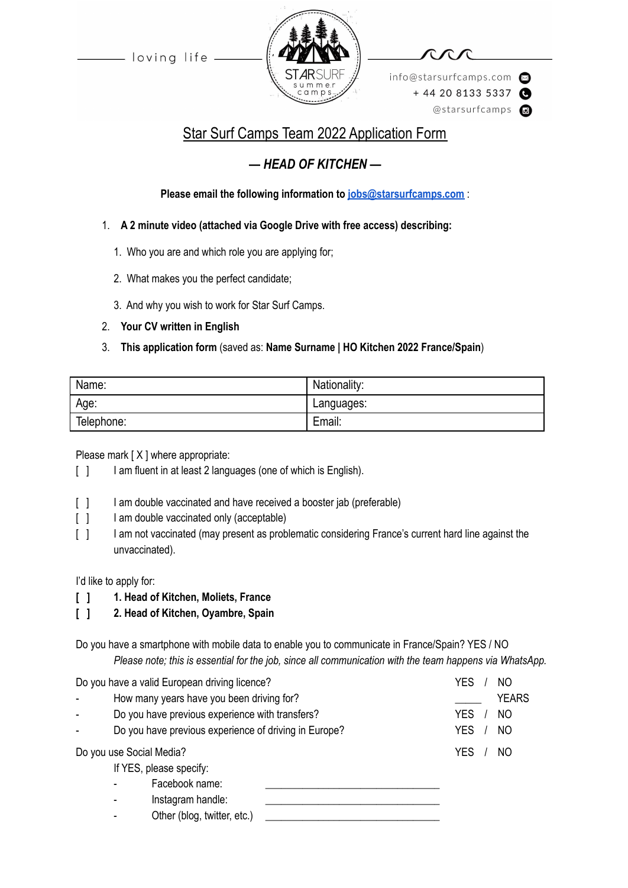loving life

info@starsurfcamps.com
+ 44 20 8133 5337
@starsurfcamps

# Star Surf Camps Team 2022 Application Form

## *— HEAD OF KITCHEN —*

**Please email the following information to jobs@starsurfcamps.com :**

1. **A 2 minute video (attached via Google Drive with free access) describing:**
    1. Who you are and which role you are applying for;
    2. What makes you the perfect candidate;
    3. And why you wish to work for Star Surf Camps.
2. **Your CV written in English**
3. **This application form** (saved as: **Name Surname | HO Kitchen 2022 France/Spain**)

| | |
|---|---|
| Name: | Nationality: |
| Age: | Languages: |
| Telephone: | Email: |

Please mark [ X ] where appropriate:

[ ] I am fluent in at least 2 languages (one of which is English).

[ ] I am double vaccinated and have received a booster jab (preferable)
[ ] I am double vaccinated only (acceptable)
[ ] I am not vaccinated (may present as problematic considering France's current hard line against the unvaccinated).

I'd like to apply for:
**[ ] 1. Head of Kitchen, Moliets, France**
**[ ] 2. Head of Kitchen, Oyambre, Spain**

Do you have a smartphone with mobile data to enable you to communicate in France/Spain? YES / NO
*Please note; this is essential for the job, since all communication with the team happens via WhatsApp.*

Do you have a valid European driving licence? YES / NO
- How many years have you been driving for? _____ YEARS
- Do you have previous experience with transfers? YES / NO
- Do you have previous experience of driving in Europe? YES / NO

Do you use Social Media? YES / NO
If YES, please specify:
- Facebook name: ______________________________
- Instagram handle: ______________________________
- Other (blog, twitter, etc.) ______________________________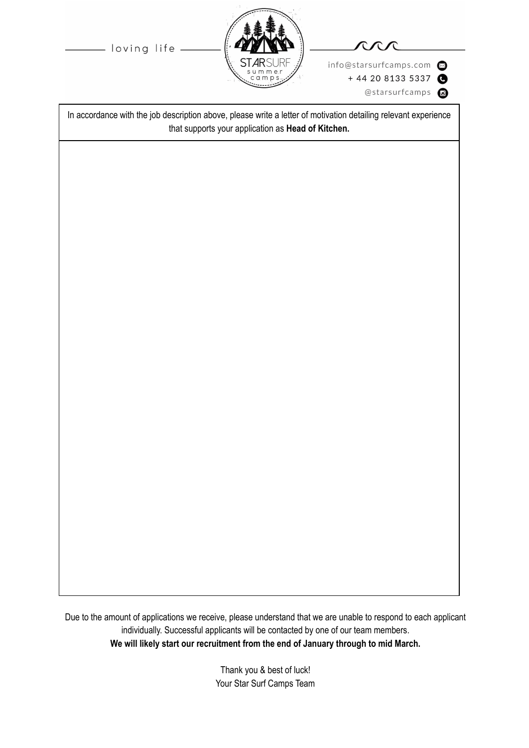In accordance with the job description above, please write a letter of motivation detailing relevant experience that supports your application as **Head of Kitchen.**

Due to the amount of applications we receive, please understand that we are unable to respond to each applicant individually. Successful applicants will be contacted by one of our team members.

**We will likely start our recruitment from the end of January through to mid March.**

Thank you & best of luck!
Your Star Surf Camps Team